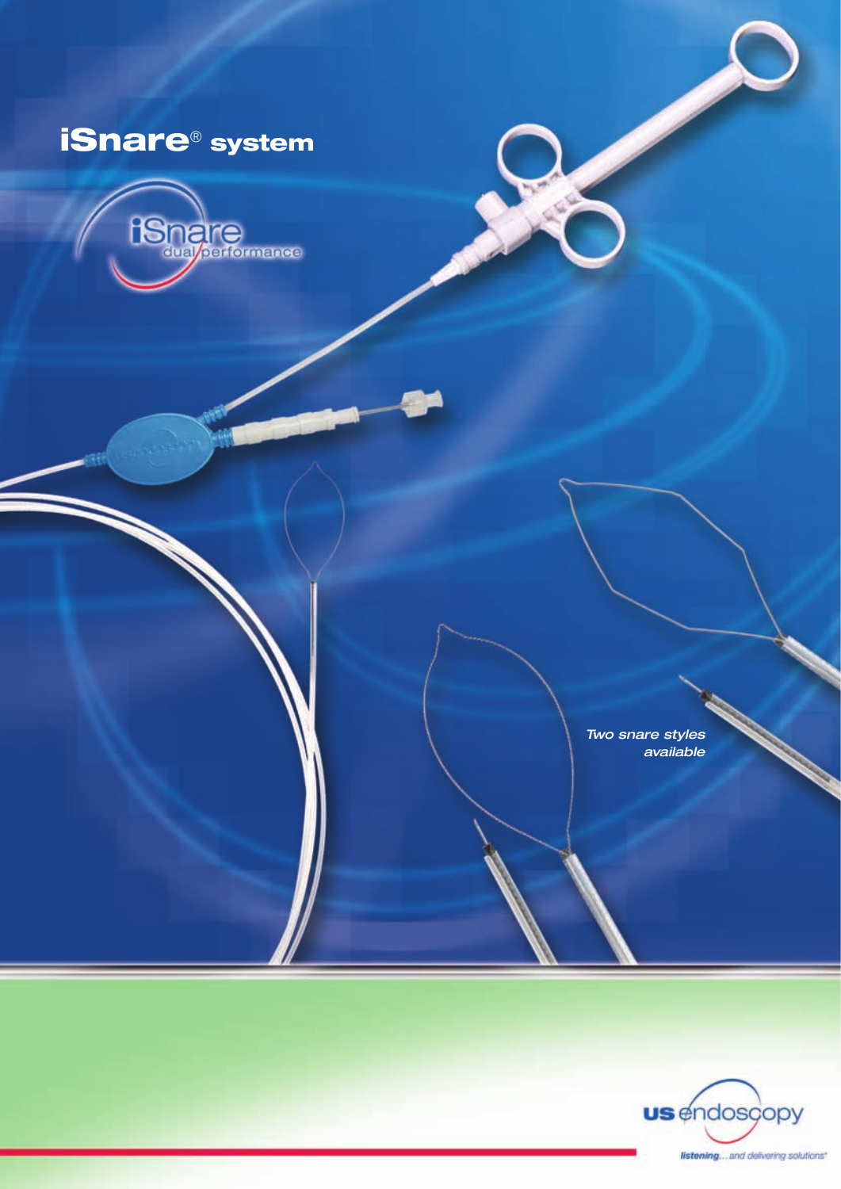# iSnare® system

iSnare
dual performance

*Two snare styles available*

us endoscopy

*listening...and delivering solutions*®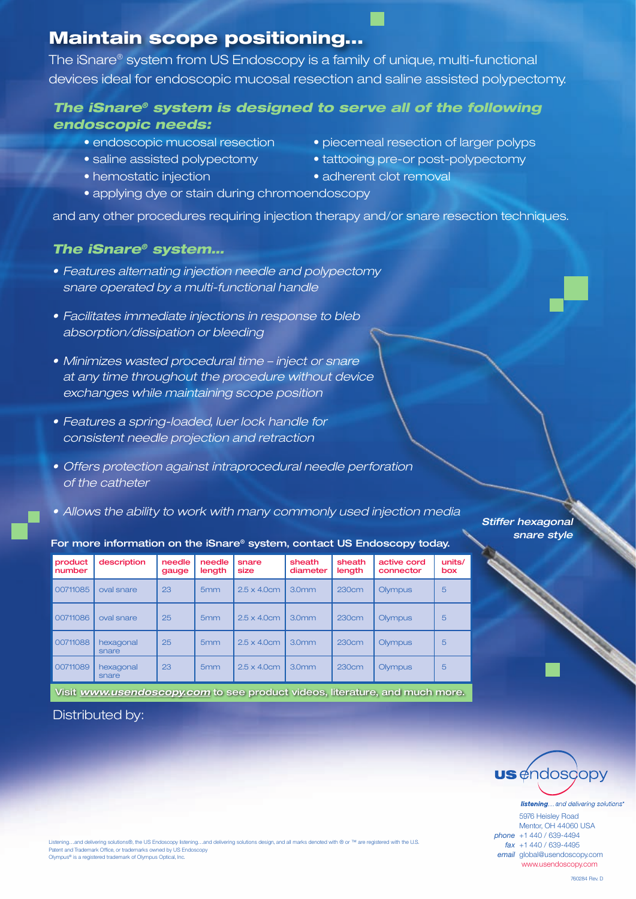# Maintain scope positioning...

The iSnare® system from US Endoscopy is a family of unique, multi-functional devices ideal for endoscopic mucosal resection and saline assisted polypectomy.

## *The iSnare® system is designed to serve all of the following endoscopic needs:*

- endoscopic mucosal resection
- saline assisted polypectomy
- hemostatic injection
- applying dye or stain during chromoendoscopy
- piecemeal resection of larger polyps
- tattooing pre-or post-polypectomy
- adherent clot removal

and any other procedures requiring injection therapy and/or snare resection techniques.

## *The iSnare® system...*

- *Features alternating injection needle and polypectomy snare operated by a multi-functional handle*
- *Facilitates immediate injections in response to bleb absorption/dissipation or bleeding*
- *Minimizes wasted procedural time – inject or snare at any time throughout the procedure without device exchanges while maintaining scope position*
- *Features a spring-loaded, luer lock handle for consistent needle projection and retraction*
- *Offers protection against intraprocedural needle perforation of the catheter*
- *Allows the ability to work with many commonly used injection media*

*Stiffer hexagonal snare style*

**For more information on the iSnare® system, contact US Endoscopy today.**

| product number | description | needle gauge | needle length | snare size | sheath diameter | sheath length | active cord connector | units/ box |
|---|---|---|---|---|---|---|---|---|
| 00711085 | oval snare | 23 | 5mm | 2.5 x 4.0cm | 3.0mm | 230cm | Olympus | 5 |
| 00711086 | oval snare | 25 | 5mm | 2.5 x 4.0cm | 3.0mm | 230cm | Olympus | 5 |
| 00711088 | hexagonal snare | 25 | 5mm | 2.5 x 4.0cm | 3.0mm | 230cm | Olympus | 5 |
| 00711089 | hexagonal snare | 23 | 5mm | 2.5 x 4.0cm | 3.0mm | 230cm | Olympus | 5 |

Visit *www.usendoscopy.com* to see product videos, literature, and much more.

Distributed by:

Listening…and delivering solutions®, the US Endoscopy listening…and delivering solutions design, and all marks denoted with ® or ™ are registered with the U.S. Patent and Trademark Office, or trademarks owned by US Endoscopy
Olympus® is a registered trademark of Olympus Optical, Inc.

us endoscopy

*listening… and delivering solutions®*

5976 Heisley Road
Mentor, OH 44060 USA
phone +1 440 / 639-4494
fax +1 440 / 639-4495
email global@usendoscopy.com
www.usendoscopy.com

760284 Rev. D